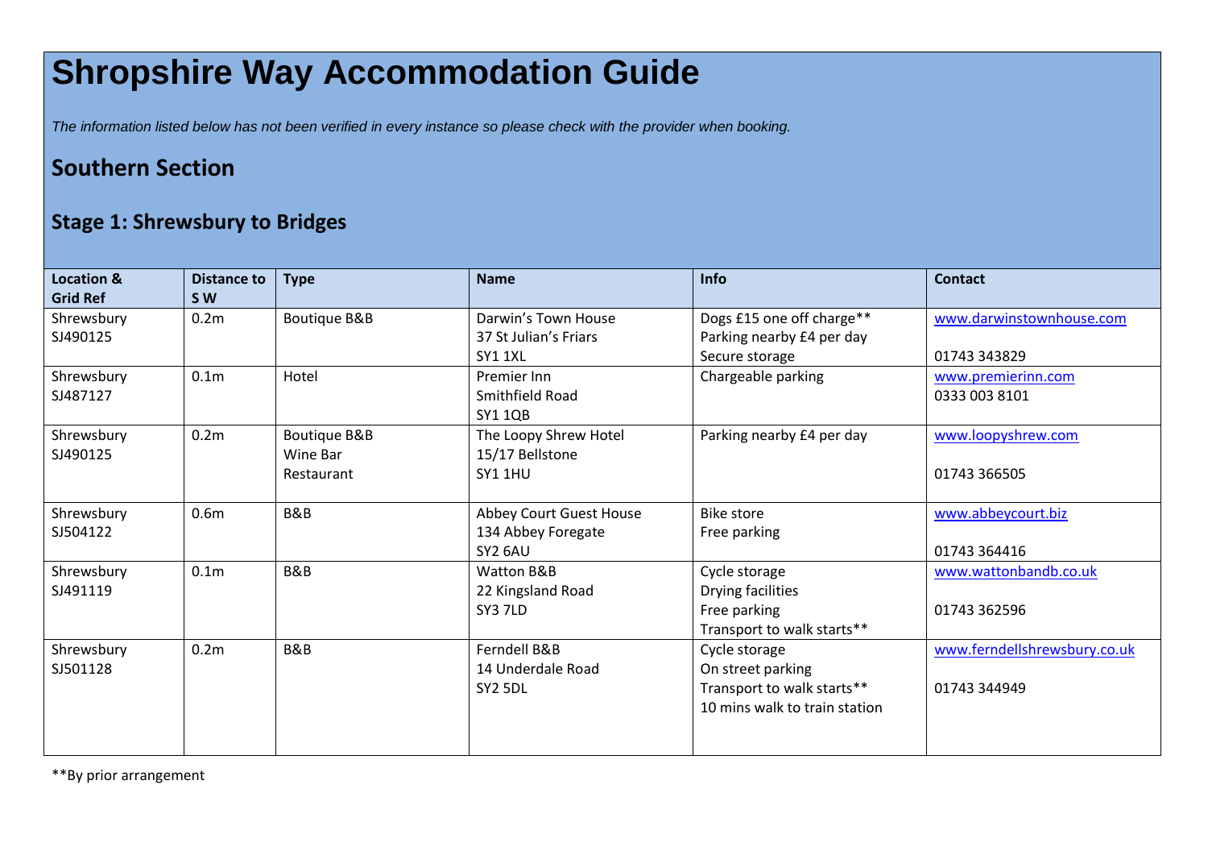# Shropshire Way Accommodation Guide

*The information listed below has not been verified in every instance so please check with the provider when booking.*

## Southern Section

### Stage 1: Shrewsbury to Bridges

| Location & Grid Ref | Distance to S W | Type | Name | Info | Contact |
|---|---|---|---|---|---|
| Shrewsbury<br>SJ490125 | 0.2m | Boutique B&B | Darwin's Town House<br>37 St Julian's Friars<br>SY1 1XL | Dogs £15 one off charge**<br>Parking nearby £4 per day<br>Secure storage | www.darwinstownhouse.com<br><br>01743 343829 |
| Shrewsbury<br>SJ487127 | 0.1m | Hotel | Premier Inn<br>Smithfield Road<br>SY1 1QB | Chargeable parking | www.premierinn.com<br>0333 003 8101 |
| Shrewsbury<br>SJ490125 | 0.2m | Boutique B&B<br>Wine Bar<br>Restaurant | The Loopy Shrew Hotel<br>15/17 Bellstone<br>SY1 1HU | Parking nearby £4 per day | www.loopyshrew.com<br><br>01743 366505 |
| Shrewsbury<br>SJ504122 | 0.6m | B&B | Abbey Court Guest House<br>134 Abbey Foregate<br>SY2 6AU | Bike store<br>Free parking | www.abbeycourt.biz<br><br>01743 364416 |
| Shrewsbury<br>SJ491119 | 0.1m | B&B | Watton B&B<br>22 Kingsland Road<br>SY3 7LD | Cycle storage<br>Drying facilities<br>Free parking<br>Transport to walk starts** | www.wattonbandb.co.uk<br><br>01743 362596 |
| Shrewsbury<br>SJ501128 | 0.2m | B&B | Ferndell B&B<br>14 Underdale Road<br>SY2 5DL | Cycle storage<br>On street parking<br>Transport to walk starts**<br>10 mins walk to train station | www.ferndellshrewsbury.co.uk<br><br>01743 344949 |

**By prior arrangement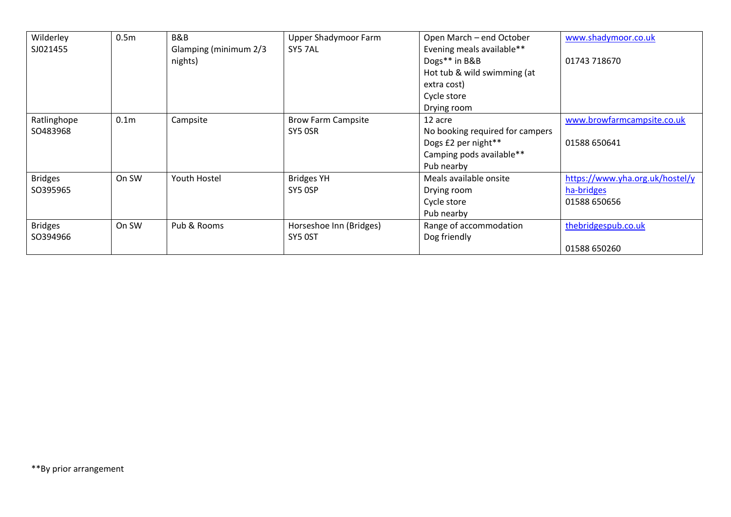| | | | | | |
|---|---|---|---|---|---|
| Wilderley<br>SJ021455 | 0.5m | B&B<br>Glamping (minimum 2/3 nights) | Upper Shadymoor Farm<br>SY5 7AL | Open March – end October<br>Evening meals available**<br>Dogs** in B&B<br>Hot tub & wild swimming (at extra cost)<br>Cycle store<br>Drying room | www.shadymoor.co.uk<br><br>01743 718670 |
| Ratlinghope<br>SO483968 | 0.1m | Campsite | Brow Farm Campsite<br>SY5 0SR | 12 acre<br>No booking required for campers<br>Dogs £2 per night**<br>Camping pods available**<br>Pub nearby | www.browfarmcampsite.co.uk<br><br>01588 650641 |
| Bridges<br>SO395965 | On SW | Youth Hostel | Bridges YH<br>SY5 0SP | Meals available onsite<br>Drying room<br>Cycle store<br>Pub nearby | https://www.yha.org.uk/hostel/yha-bridges<br>01588 650656 |
| Bridges<br>SO394966 | On SW | Pub & Rooms | Horseshoe Inn (Bridges)<br>SY5 0ST | Range of accommodation<br>Dog friendly | thebridgespub.co.uk<br><br>01588 650260 |

**By prior arrangement